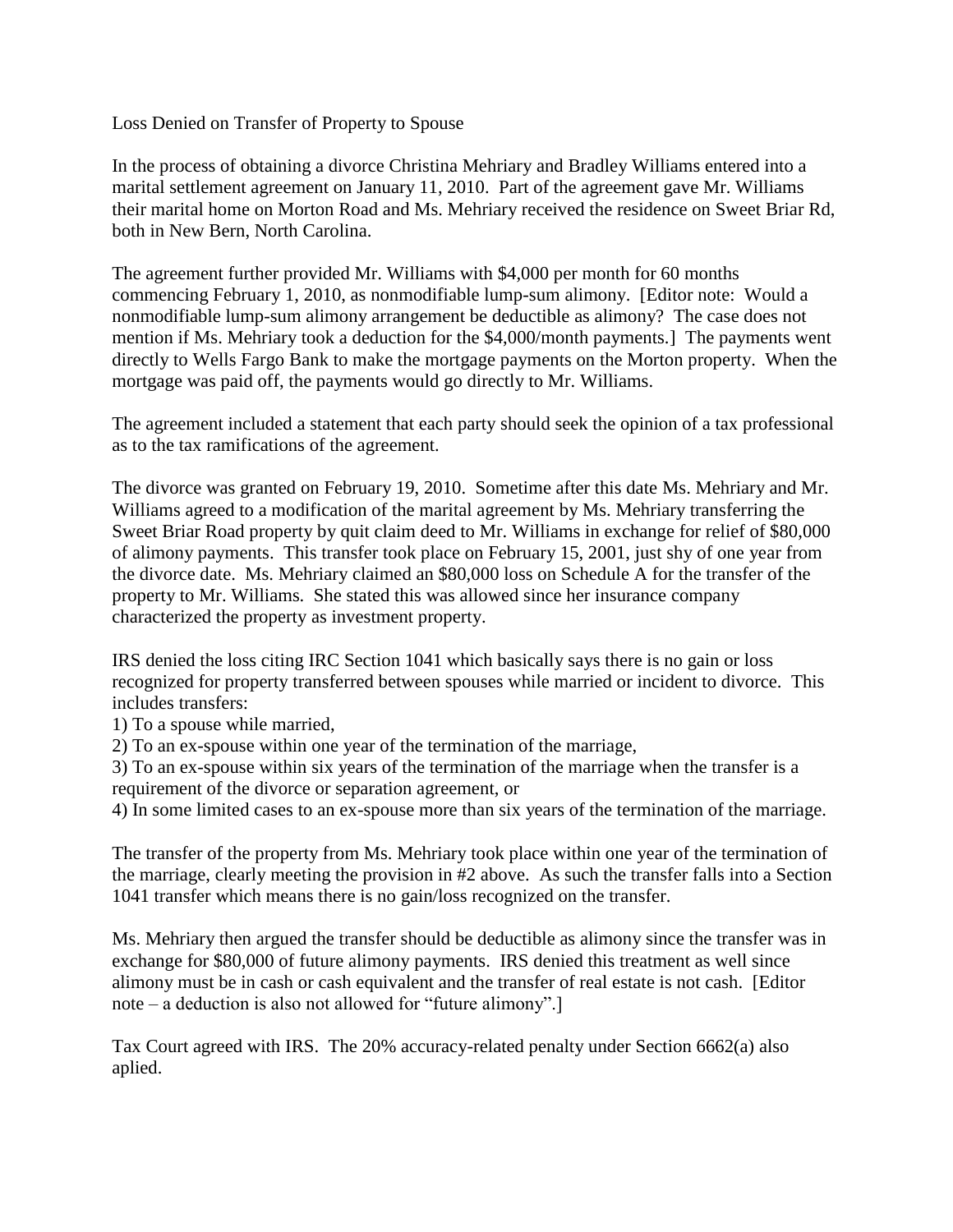# Loss Denied on Transfer of Property to Spouse

In the process of obtaining a divorce Christina Mehriary and Bradley Williams entered into a marital settlement agreement on January 11, 2010. Part of the agreement gave Mr. Williams their marital home on Morton Road and Ms. Mehriary received the residence on Sweet Briar Rd, both in New Bern, North Carolina.

The agreement further provided Mr. Williams with $4,000 per month for 60 months commencing February 1, 2010, as nonmodifiable lump-sum alimony. [Editor note: Would a nonmodifiable lump-sum alimony arrangement be deductible as alimony? The case does not mention if Ms. Mehriary took a deduction for the $4,000/month payments.] The payments went directly to Wells Fargo Bank to make the mortgage payments on the Morton property. When the mortgage was paid off, the payments would go directly to Mr. Williams.

The agreement included a statement that each party should seek the opinion of a tax professional as to the tax ramifications of the agreement.

The divorce was granted on February 19, 2010. Sometime after this date Ms. Mehriary and Mr. Williams agreed to a modification of the marital agreement by Ms. Mehriary transferring the Sweet Briar Road property by quit claim deed to Mr. Williams in exchange for relief of $80,000 of alimony payments. This transfer took place on February 15, 2001, just shy of one year from the divorce date. Ms. Mehriary claimed an $80,000 loss on Schedule A for the transfer of the property to Mr. Williams. She stated this was allowed since her insurance company characterized the property as investment property.

IRS denied the loss citing IRC Section 1041 which basically says there is no gain or loss recognized for property transferred between spouses while married or incident to divorce. This includes transfers:

1) To a spouse while married,
2) To an ex-spouse within one year of the termination of the marriage,
3) To an ex-spouse within six years of the termination of the marriage when the transfer is a requirement of the divorce or separation agreement, or
4) In some limited cases to an ex-spouse more than six years of the termination of the marriage.

The transfer of the property from Ms. Mehriary took place within one year of the termination of the marriage, clearly meeting the provision in #2 above. As such the transfer falls into a Section 1041 transfer which means there is no gain/loss recognized on the transfer.

Ms. Mehriary then argued the transfer should be deductible as alimony since the transfer was in exchange for $80,000 of future alimony payments. IRS denied this treatment as well since alimony must be in cash or cash equivalent and the transfer of real estate is not cash. [Editor note – a deduction is also not allowed for "future alimony".]

Tax Court agreed with IRS. The 20% accuracy-related penalty under Section 6662(a) also aplied.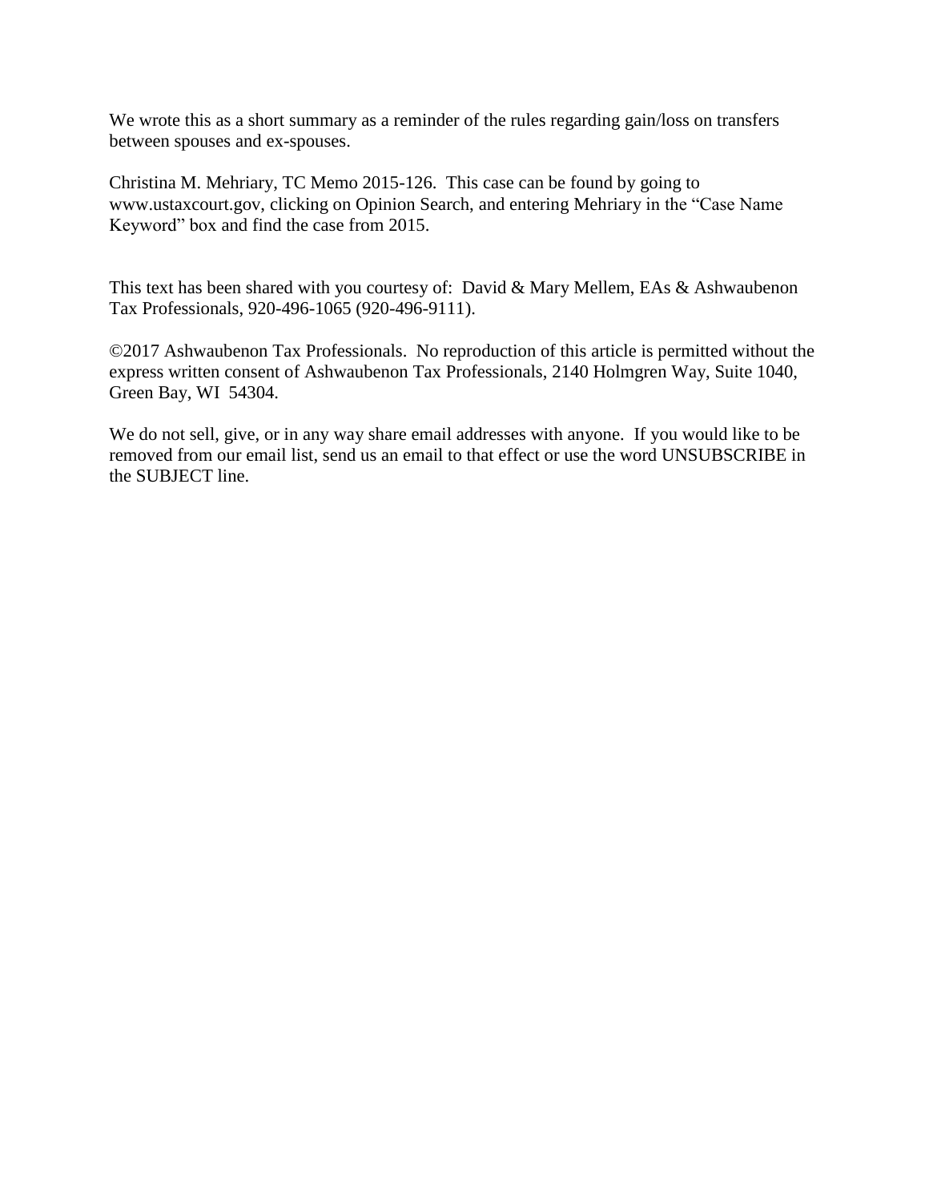We wrote this as a short summary as a reminder of the rules regarding gain/loss on transfers between spouses and ex-spouses.

Christina M. Mehriary, TC Memo 2015-126. This case can be found by going to www.ustaxcourt.gov, clicking on Opinion Search, and entering Mehriary in the "Case Name Keyword" box and find the case from 2015.

This text has been shared with you courtesy of: David & Mary Mellem, EAs & Ashwaubenon Tax Professionals, 920-496-1065 (920-496-9111).

©2017 Ashwaubenon Tax Professionals. No reproduction of this article is permitted without the express written consent of Ashwaubenon Tax Professionals, 2140 Holmgren Way, Suite 1040, Green Bay, WI 54304.

We do not sell, give, or in any way share email addresses with anyone. If you would like to be removed from our email list, send us an email to that effect or use the word UNSUBSCRIBE in the SUBJECT line.